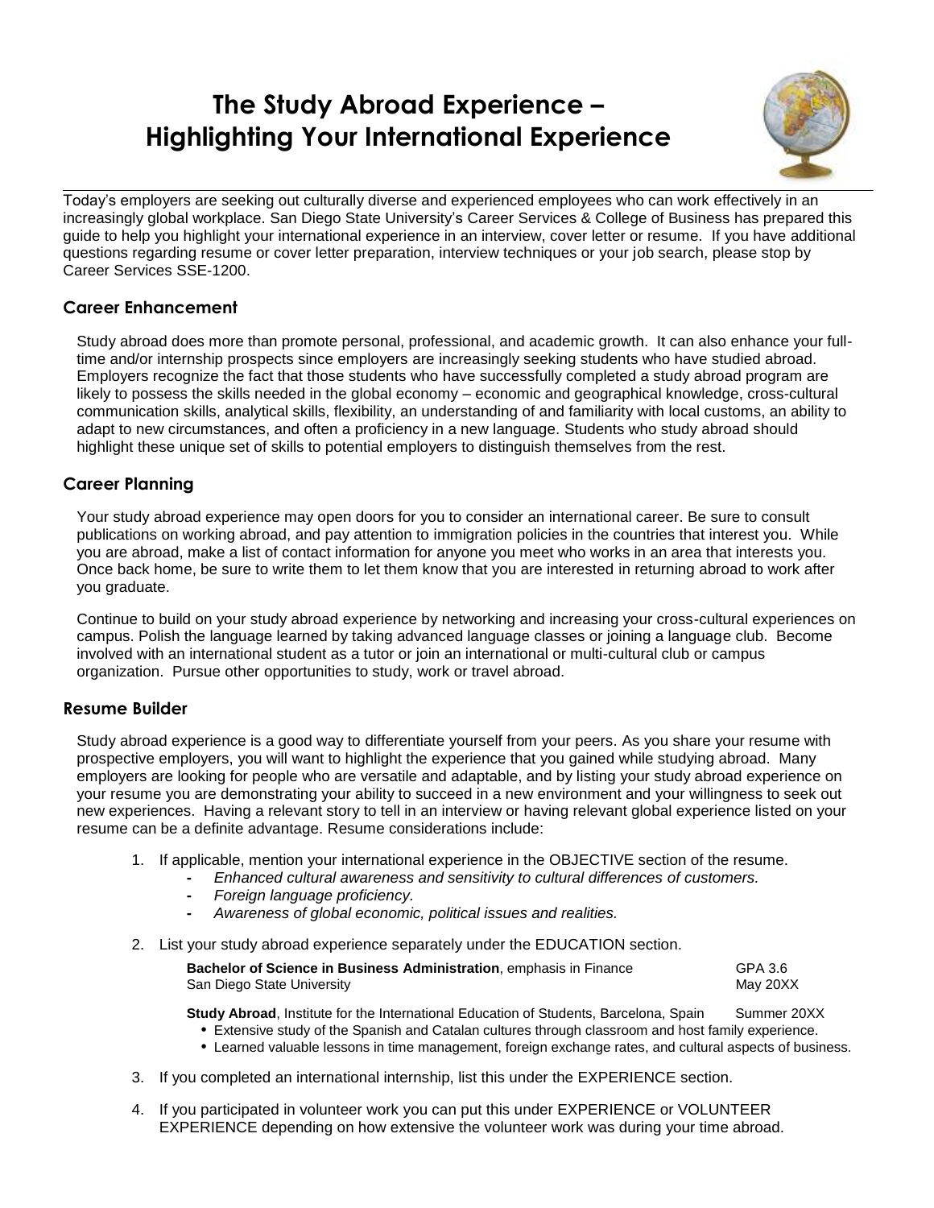# The Study Abroad Experience – Highlighting Your International Experience

Today's employers are seeking out culturally diverse and experienced employees who can work effectively in an increasingly global workplace. San Diego State University's Career Services & College of Business has prepared this guide to help you highlight your international experience in an interview, cover letter or resume. If you have additional questions regarding resume or cover letter preparation, interview techniques or your job search, please stop by Career Services SSE-1200.

## Career Enhancement

Study abroad does more than promote personal, professional, and academic growth. It can also enhance your full-time and/or internship prospects since employers are increasingly seeking students who have studied abroad. Employers recognize the fact that those students who have successfully completed a study abroad program are likely to possess the skills needed in the global economy – economic and geographical knowledge, cross-cultural communication skills, analytical skills, flexibility, an understanding of and familiarity with local customs, an ability to adapt to new circumstances, and often a proficiency in a new language. Students who study abroad should highlight these unique set of skills to potential employers to distinguish themselves from the rest.

## Career Planning

Your study abroad experience may open doors for you to consider an international career. Be sure to consult publications on working abroad, and pay attention to immigration policies in the countries that interest you. While you are abroad, make a list of contact information for anyone you meet who works in an area that interests you. Once back home, be sure to write them to let them know that you are interested in returning abroad to work after you graduate.

Continue to build on your study abroad experience by networking and increasing your cross-cultural experiences on campus. Polish the language learned by taking advanced language classes or joining a language club. Become involved with an international student as a tutor or join an international or multi-cultural club or campus organization. Pursue other opportunities to study, work or travel abroad.

## Resume Builder

Study abroad experience is a good way to differentiate yourself from your peers. As you share your resume with prospective employers, you will want to highlight the experience that you gained while studying abroad. Many employers are looking for people who are versatile and adaptable, and by listing your study abroad experience on your resume you are demonstrating your ability to succeed in a new environment and your willingness to seek out new experiences. Having a relevant story to tell in an interview or having relevant global experience listed on your resume can be a definite advantage. Resume considerations include:

1. If applicable, mention your international experience in the OBJECTIVE section of the resume.
   - *Enhanced cultural awareness and sensitivity to cultural differences of customers.*
   - *Foreign language proficiency.*
   - *Awareness of global economic, political issues and realities.*

2. List your study abroad experience separately under the EDUCATION section.

   **Bachelor of Science in Business Administration**, emphasis in Finance — GPA 3.6
   San Diego State University — May 20XX

   **Study Abroad**, Institute for the International Education of Students, Barcelona, Spain — Summer 20XX
   - Extensive study of the Spanish and Catalan cultures through classroom and host family experience.
   - Learned valuable lessons in time management, foreign exchange rates, and cultural aspects of business.

3. If you completed an international internship, list this under the EXPERIENCE section.

4. If you participated in volunteer work you can put this under EXPERIENCE or VOLUNTEER EXPERIENCE depending on how extensive the volunteer work was during your time abroad.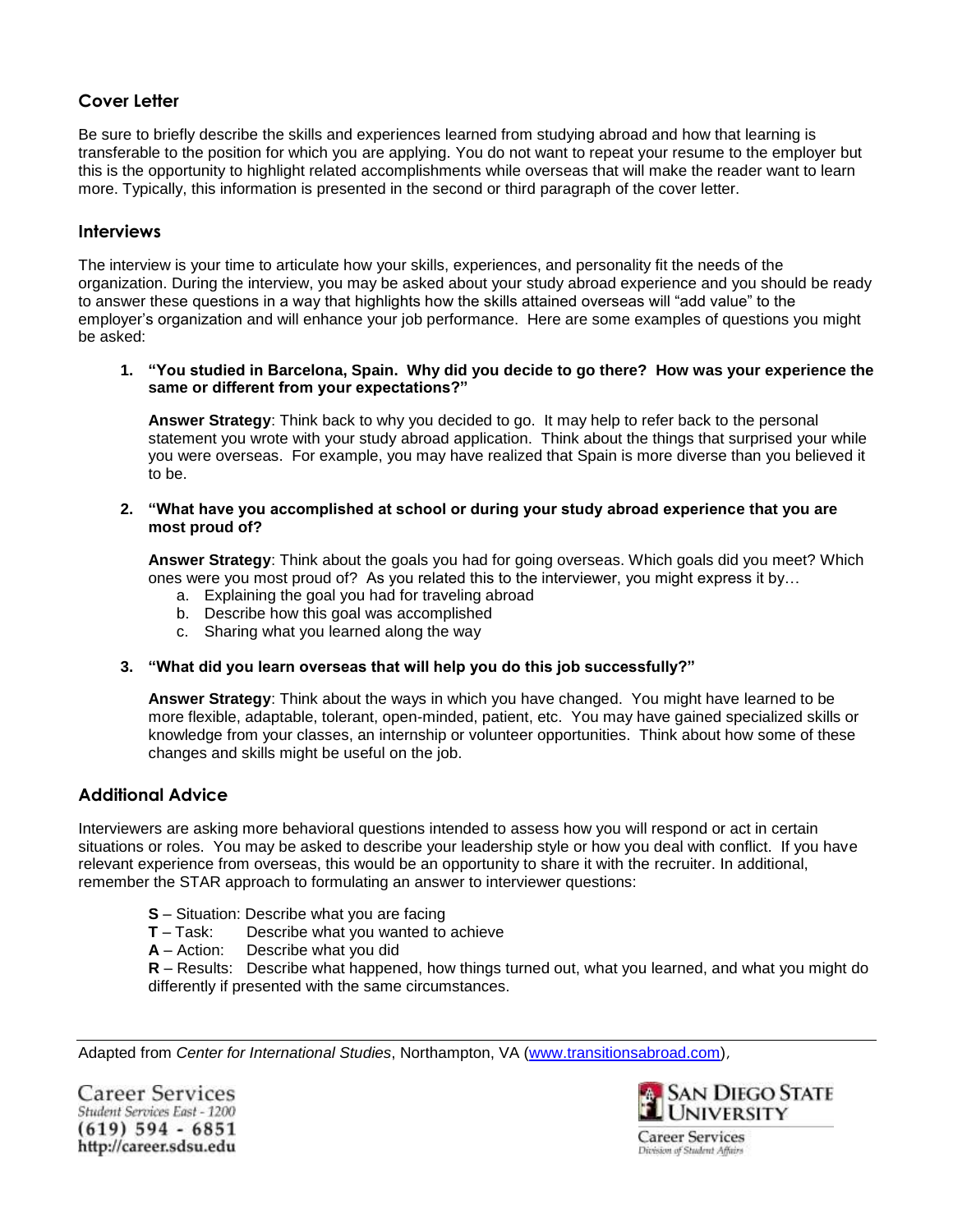## Cover Letter

Be sure to briefly describe the skills and experiences learned from studying abroad and how that learning is transferable to the position for which you are applying. You do not want to repeat your resume to the employer but this is the opportunity to highlight related accomplishments while overseas that will make the reader want to learn more. Typically, this information is presented in the second or third paragraph of the cover letter.

## Interviews

The interview is your time to articulate how your skills, experiences, and personality fit the needs of the organization. During the interview, you may be asked about your study abroad experience and you should be ready to answer these questions in a way that highlights how the skills attained overseas will "add value" to the employer's organization and will enhance your job performance. Here are some examples of questions you might be asked:

1. **"You studied in Barcelona, Spain. Why did you decide to go there? How was your experience the same or different from your expectations?"**

   **Answer Strategy**: Think back to why you decided to go. It may help to refer back to the personal statement you wrote with your study abroad application. Think about the things that surprised your while you were overseas. For example, you may have realized that Spain is more diverse than you believed it to be.

2. **"What have you accomplished at school or during your study abroad experience that you are most proud of?**

   **Answer Strategy**: Think about the goals you had for going overseas. Which goals did you meet? Which ones were you most proud of? As you related this to the interviewer, you might express it by…
   a. Explaining the goal you had for traveling abroad
   b. Describe how this goal was accomplished
   c. Sharing what you learned along the way

3. **"What did you learn overseas that will help you do this job successfully?"**

   **Answer Strategy**: Think about the ways in which you have changed. You might have learned to be more flexible, adaptable, tolerant, open-minded, patient, etc. You may have gained specialized skills or knowledge from your classes, an internship or volunteer opportunities. Think about how some of these changes and skills might be useful on the job.

## Additional Advice

Interviewers are asking more behavioral questions intended to assess how you will respond or act in certain situations or roles. You may be asked to describe your leadership style or how you deal with conflict. If you have relevant experience from overseas, this would be an opportunity to share it with the recruiter. In additional, remember the STAR approach to formulating an answer to interviewer questions:

**S** – Situation: Describe what you are facing
**T** – Task: Describe what you wanted to achieve
**A** – Action: Describe what you did
**R** – Results: Describe what happened, how things turned out, what you learned, and what you might do differently if presented with the same circumstances.

---

Adapted from *Center for International Studies*, Northampton, VA (www.transitionsabroad.com),

Career Services
Student Services East - 1200
(619) 594 - 6851
http://career.sdsu.edu

San Diego State University
Career Services
Division of Student Affairs